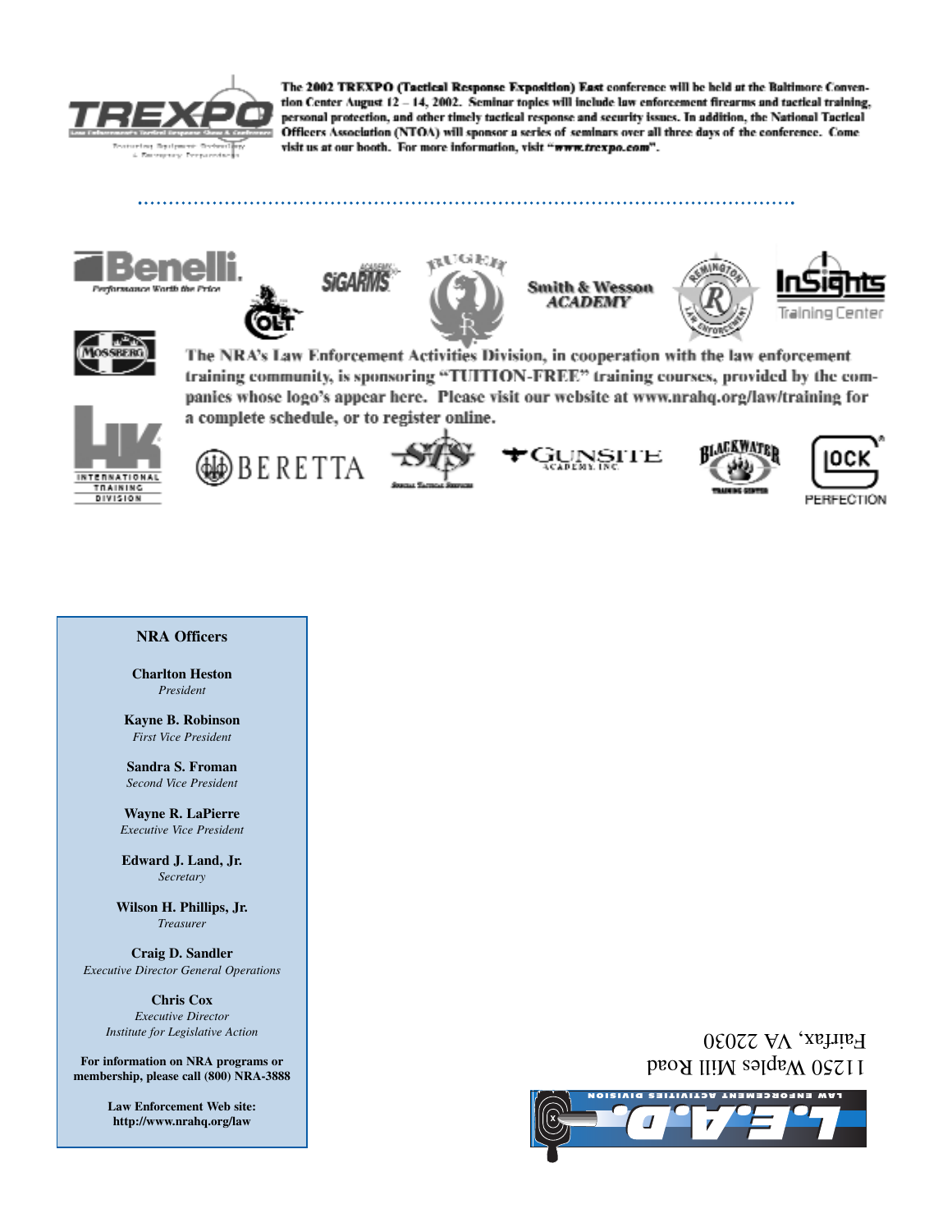The 2002 TREXPO (Tactical Response Exposition) East conference will be held at the Baltimore Convention Center August 12 – 14, 2002. Seminar topics will include law enforcement firearms and tactical training, personal protection, and other timely tactical response and security issues. In addition, the National Tactical Officers Association (NTOA) will sponsor a series of seminars over all three days of the conference. Come visit us at our booth. For more information, visit "www.trexpo.com".

The NRA's Law Enforcement Activities Division, in cooperation with the law enforcement training community, is sponsoring "TUITION-FREE" training courses, provided by the companies whose logo's appear here. Please visit our website at www.nrahq.org/law/training for a complete schedule, or to register online.

**NRA Officers**

**Charlton Heston**
*President*

**Kayne B. Robinson**
*First Vice President*

**Sandra S. Froman**
*Second Vice President*

**Wayne R. LaPierre**
*Executive Vice President*

**Edward J. Land, Jr.**
*Secretary*

**Wilson H. Phillips, Jr.**
*Treasurer*

**Craig D. Sandler**
*Executive Director General Operations*

**Chris Cox**
*Executive Director*
*Institute for Legislative Action*

**For information on NRA programs or membership, please call (800) NRA-3888**

**Law Enforcement Web site:**
**http://www.nrahq.org/law**

L.E.A.D. Law Enforcement Activities Division
11250 Waples Mill Road
Fairfax, VA 22030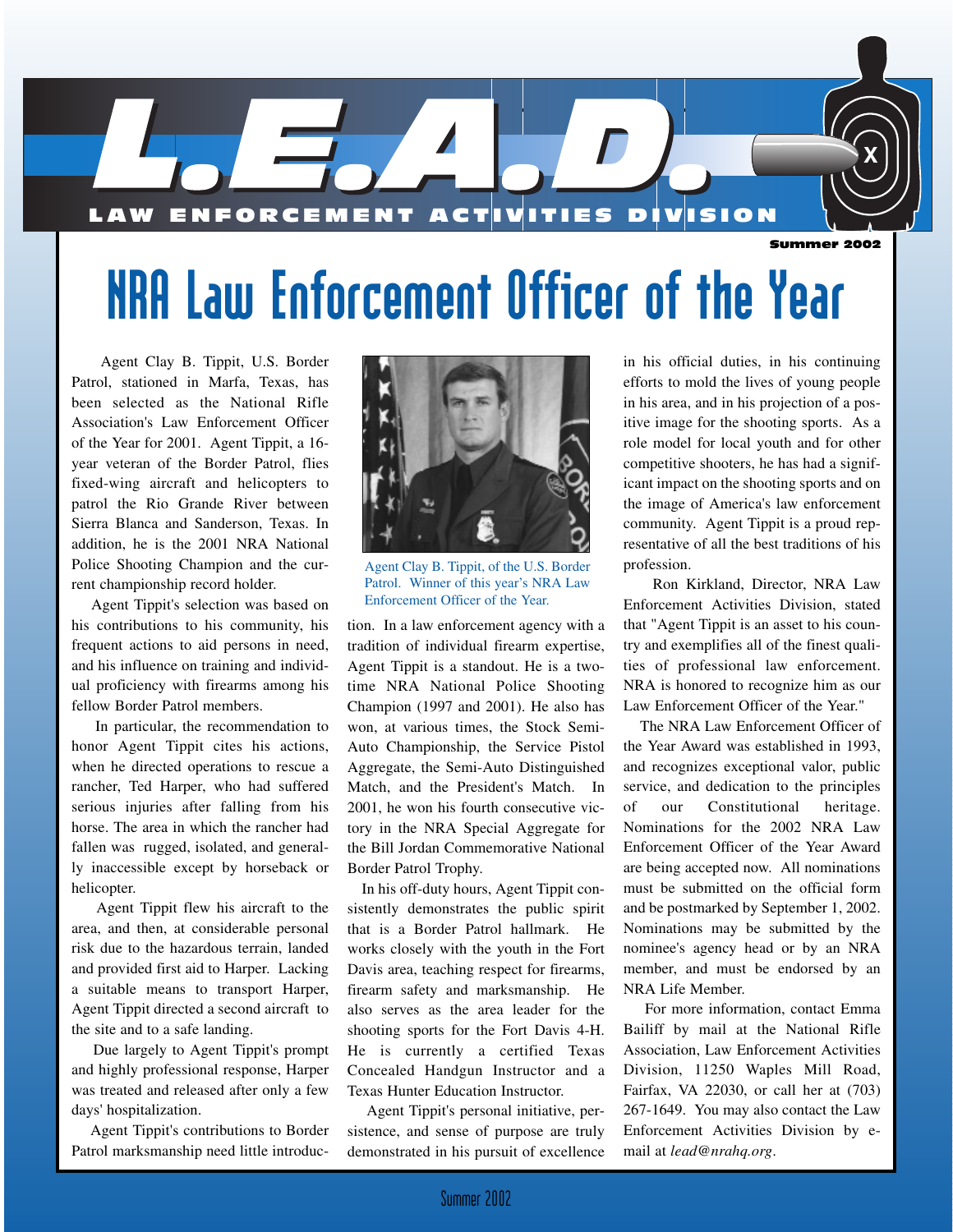# L.E.A.D.

## LAW ENFORCEMENT ACTIVITIES DIVISION

**Summer 2002**

# NRA Law Enforcement Officer of the Year

Agent Clay B. Tippit, U.S. Border Patrol, stationed in Marfa, Texas, has been selected as the National Rifle Association's Law Enforcement Officer of the Year for 2001. Agent Tippit, a 16-year veteran of the Border Patrol, flies fixed-wing aircraft and helicopters to patrol the Rio Grande River between Sierra Blanca and Sanderson, Texas. In addition, he is the 2001 NRA National Police Shooting Champion and the current championship record holder.

Agent Tippit's selection was based on his contributions to his community, his frequent actions to aid persons in need, and his influence on training and individual proficiency with firearms among his fellow Border Patrol members.

In particular, the recommendation to honor Agent Tippit cites his actions, when he directed operations to rescue a rancher, Ted Harper, who had suffered serious injuries after falling from his horse. The area in which the rancher had fallen was rugged, isolated, and generally inaccessible except by horseback or helicopter.

Agent Tippit flew his aircraft to the area, and then, at considerable personal risk due to the hazardous terrain, landed and provided first aid to Harper. Lacking a suitable means to transport Harper, Agent Tippit directed a second aircraft to the site and to a safe landing.

Due largely to Agent Tippit's prompt and highly professional response, Harper was treated and released after only a few days' hospitalization.

Agent Tippit's contributions to Border Patrol marksmanship need little introduction. In a law enforcement agency with a tradition of individual firearm expertise, Agent Tippit is a standout. He is a two-time NRA National Police Shooting Champion (1997 and 2001). He also has won, at various times, the Stock Semi-Auto Championship, the Service Pistol Aggregate, the Semi-Auto Distinguished Match, and the President's Match. In 2001, he won his fourth consecutive victory in the NRA Special Aggregate for the Bill Jordan Commemorative National Border Patrol Trophy.

Agent Clay B. Tippit, of the U.S. Border Patrol. Winner of this year's NRA Law Enforcement Officer of the Year.

In his off-duty hours, Agent Tippit consistently demonstrates the public spirit that is a Border Patrol hallmark. He works closely with the youth in the Fort Davis area, teaching respect for firearms, firearm safety and marksmanship. He also serves as the area leader for the shooting sports for the Fort Davis 4-H. He is currently a certified Texas Concealed Handgun Instructor and a Texas Hunter Education Instructor.

Agent Tippit's personal initiative, persistence, and sense of purpose are truly demonstrated in his pursuit of excellence in his official duties, in his continuing efforts to mold the lives of young people in his area, and in his projection of a positive image for the shooting sports. As a role model for local youth and for other competitive shooters, he has had a significant impact on the shooting sports and on the image of America's law enforcement community. Agent Tippit is a proud representative of all the best traditions of his profession.

Ron Kirkland, Director, NRA Law Enforcement Activities Division, stated that "Agent Tippit is an asset to his country and exemplifies all of the finest qualities of professional law enforcement. NRA is honored to recognize him as our Law Enforcement Officer of the Year."

The NRA Law Enforcement Officer of the Year Award was established in 1993, and recognizes exceptional valor, public service, and dedication to the principles of our Constitutional heritage. Nominations for the 2002 NRA Law Enforcement Officer of the Year Award are being accepted now. All nominations must be submitted on the official form and be postmarked by September 1, 2002. Nominations may be submitted by the nominee's agency head or by an NRA member, and must be endorsed by an NRA Life Member.

For more information, contact Emma Bailiff by mail at the National Rifle Association, Law Enforcement Activities Division, 11250 Waples Mill Road, Fairfax, VA 22030, or call her at (703) 267-1649. You may also contact the Law Enforcement Activities Division by e-mail at *lead@nrahq.org*.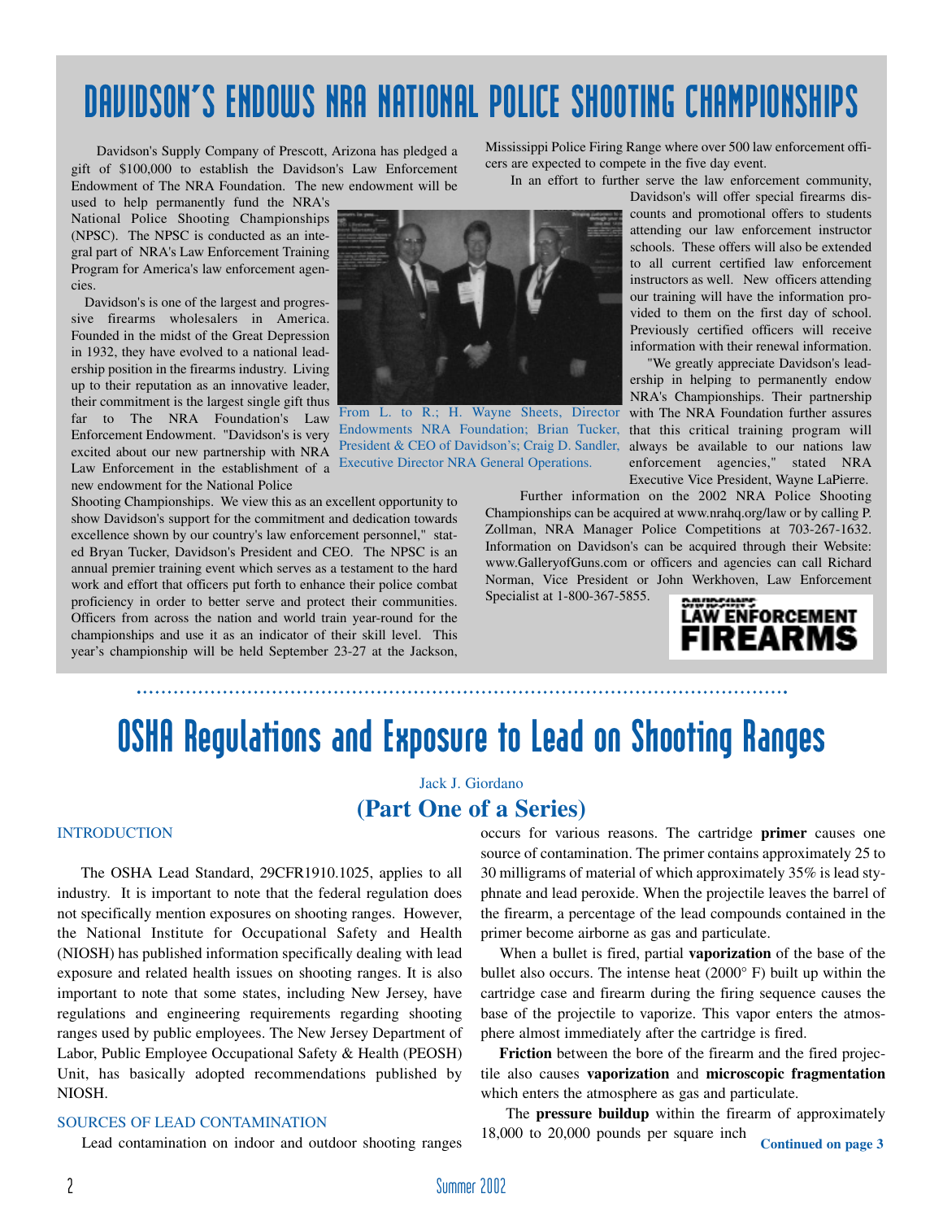# DAVIDSON'S ENDOWS NRA NATIONAL POLICE SHOOTING CHAMPIONSHIPS

Davidson's Supply Company of Prescott, Arizona has pledged a gift of $100,000 to establish the Davidson's Law Enforcement Endowment of The NRA Foundation. The new endowment will be used to help permanently fund the NRA's National Police Shooting Championships (NPSC). The NPSC is conducted as an integral part of NRA's Law Enforcement Training Program for America's law enforcement agencies.

Davidson's is one of the largest and progressive firearms wholesalers in America. Founded in the midst of the Great Depression in 1932, they have evolved to a national leadership position in the firearms industry. Living up to their reputation as an innovative leader, their commitment is the largest single gift thus far to The NRA Foundation's Law Enforcement Endowment. "Davidson's is very excited about our new partnership with NRA Law Enforcement in the establishment of a new endowment for the National Police Shooting Championships. We view this as an excellent opportunity to show Davidson's support for the commitment and dedication towards excellence shown by our country's law enforcement personnel," stated Bryan Tucker, Davidson's President and CEO. The NPSC is an annual premier training event which serves as a testament to the hard work and effort that officers put forth to enhance their police combat proficiency in order to better serve and protect their communities. Officers from across the nation and world train year-round for the championships and use it as an indicator of their skill level. This year's championship will be held September 23-27 at the Jackson, Mississippi Police Firing Range where over 500 law enforcement officers are expected to compete in the five day event.

From L. to R.; H. Wayne Sheets, Director Endowments NRA Foundation; Brian Tucker, President & CEO of Davidson's; Craig D. Sandler, Executive Director NRA General Operations.

In an effort to further serve the law enforcement community, Davidson's will offer special firearms discounts and promotional offers to students attending our law enforcement instructor schools. These offers will also be extended to all current certified law enforcement instructors as well. New officers attending our training will have the information provided to them on the first day of school. Previously certified officers will receive information with their renewal information.

"We greatly appreciate Davidson's leadership in helping to permanently endow NRA's Championships. Their partnership with The NRA Foundation further assures that this critical training program will always be available to our nations law enforcement agencies," stated NRA Executive Vice President, Wayne LaPierre.

Further information on the 2002 NRA Police Shooting Championships can be acquired at www.nrahq.org/law or by calling P. Zollman, NRA Manager Police Competitions at 703-267-1632. Information on Davidson's can be acquired through their Website: www.GalleryofGuns.com or officers and agencies can call Richard Norman, Vice President or John Werkhoven, Law Enforcement Specialist at 1-800-367-5855.

DAVIDSON'S LAW ENFORCEMENT FIREARMS

# OSHA Regulations and Exposure to Lead on Shooting Ranges

Jack J. Giordano

## (Part One of a Series)

### INTRODUCTION

The OSHA Lead Standard, 29CFR1910.1025, applies to all industry. It is important to note that the federal regulation does not specifically mention exposures on shooting ranges. However, the National Institute for Occupational Safety and Health (NIOSH) has published information specifically dealing with lead exposure and related health issues on shooting ranges. It is also important to note that some states, including New Jersey, have regulations and engineering requirements regarding shooting ranges used by public employees. The New Jersey Department of Labor, Public Employee Occupational Safety & Health (PEOSH) Unit, has basically adopted recommendations published by NIOSH.

### SOURCES OF LEAD CONTAMINATION

Lead contamination on indoor and outdoor shooting ranges occurs for various reasons. The cartridge **primer** causes one source of contamination. The primer contains approximately 25 to 30 milligrams of material of which approximately 35% is lead styphnate and lead peroxide. When the projectile leaves the barrel of the firearm, a percentage of the lead compounds contained in the primer become airborne as gas and particulate.

When a bullet is fired, partial **vaporization** of the base of the bullet also occurs. The intense heat (2000° F) built up within the cartridge case and firearm during the firing sequence causes the base of the projectile to vaporize. This vapor enters the atmosphere almost immediately after the cartridge is fired.

**Friction** between the bore of the firearm and the fired projectile also causes **vaporization** and **microscopic fragmentation** which enters the atmosphere as gas and particulate.

The **pressure buildup** within the firearm of approximately 18,000 to 20,000 pounds per square inch

**Continued on page 3**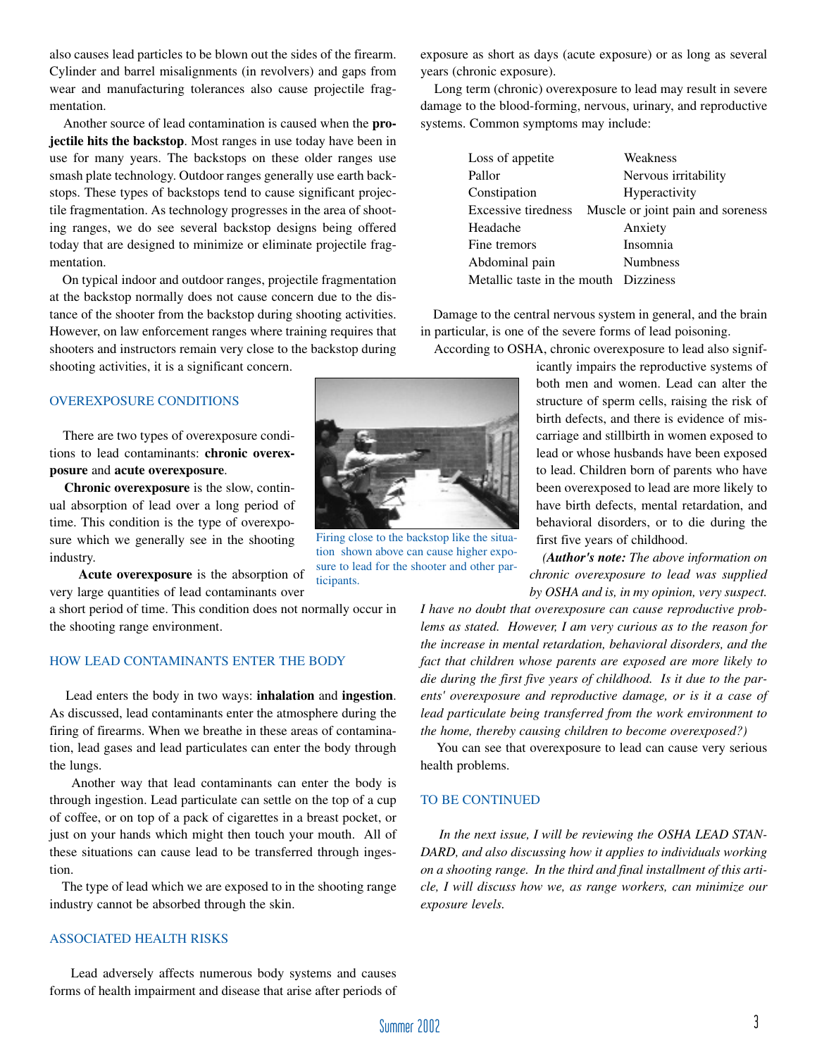also causes lead particles to be blown out the sides of the firearm. Cylinder and barrel misalignments (in revolvers) and gaps from wear and manufacturing tolerances also cause projectile fragmentation.

Another source of lead contamination is caused when the **projectile hits the backstop**. Most ranges in use today have been in use for many years. The backstops on these older ranges use smash plate technology. Outdoor ranges generally use earth backstops. These types of backstops tend to cause significant projectile fragmentation. As technology progresses in the area of shooting ranges, we do see several backstop designs being offered today that are designed to minimize or eliminate projectile fragmentation.

On typical indoor and outdoor ranges, projectile fragmentation at the backstop normally does not cause concern due to the distance of the shooter from the backstop during shooting activities. However, on law enforcement ranges where training requires that shooters and instructors remain very close to the backstop during shooting activities, it is a significant concern.

## OVEREXPOSURE CONDITIONS

There are two types of overexposure conditions to lead contaminants: **chronic overexposure** and **acute overexposure**.

**Chronic overexposure** is the slow, continual absorption of lead over a long period of time. This condition is the type of overexposure which we generally see in the shooting industry.

**Acute overexposure** is the absorption of very large quantities of lead contaminants over a short period of time. This condition does not normally occur in the shooting range environment.

Firing close to the backstop like the situation shown above can cause higher exposure to lead for the shooter and other participants.

## HOW LEAD CONTAMINANTS ENTER THE BODY

Lead enters the body in two ways: **inhalation** and **ingestion**. As discussed, lead contaminants enter the atmosphere during the firing of firearms. When we breathe in these areas of contamination, lead gases and lead particulate can enter the body through the lungs.

Another way that lead contaminants can enter the body is through ingestion. Lead particulate can settle on the top of a cup of coffee, or on top of a pack of cigarettes in a breast pocket, or just on your hands which might then touch your mouth. All of these situations can cause lead to be transferred through ingestion.

The type of lead which we are exposed to in the shooting range industry cannot be absorbed through the skin.

## ASSOCIATED HEALTH RISKS

Lead adversely affects numerous body systems and causes forms of health impairment and disease that arise after periods of exposure as short as days (acute exposure) or as long as several years (chronic exposure).

Long term (chronic) overexposure to lead may result in severe damage to the blood-forming, nervous, urinary, and reproductive systems. Common symptoms may include:

| | |
|---|---|
| Loss of appetite | Weakness |
| Pallor | Nervous irritability |
| Constipation | Hyperactivity |
| Excessive tiredness | Muscle or joint pain and soreness |
| Headache | Anxiety |
| Fine tremors | Insomnia |
| Abdominal pain | Numbness |
| Metallic taste in the mouth | Dizziness |

Damage to the central nervous system in general, and the brain in particular, is one of the severe forms of lead poisoning.

According to OSHA, chronic overexposure to lead also significantly impairs the reproductive systems of both men and women. Lead can alter the structure of sperm cells, raising the risk of birth defects, and there is evidence of miscarriage and stillbirth in women exposed to lead or whose husbands have been exposed to lead. Children born of parents who have been overexposed to lead are more likely to have birth defects, mental retardation, and behavioral disorders, or to die during the first five years of childhood.

*(**Author's note:** The above information on chronic overexposure to lead was supplied by OSHA and is, in my opinion, very suspect. I have no doubt that overexposure can cause reproductive problems as stated. However, I am very curious as to the reason for the increase in mental retardation, behavioral disorders, and the fact that children whose parents are exposed are more likely to die during the first five years of childhood. Is it due to the parents' overexposure and reproductive damage, or is it a case of lead particulate being transferred from the work environment to the home, thereby causing children to become overexposed?)*

You can see that overexposure to lead can cause very serious health problems.

## TO BE CONTINUED

*In the next issue, I will be reviewing the OSHA LEAD STANDARD, and also discussing how it applies to individuals working on a shooting range. In the third and final installment of this article, I will discuss how we, as range workers, can minimize our exposure levels.*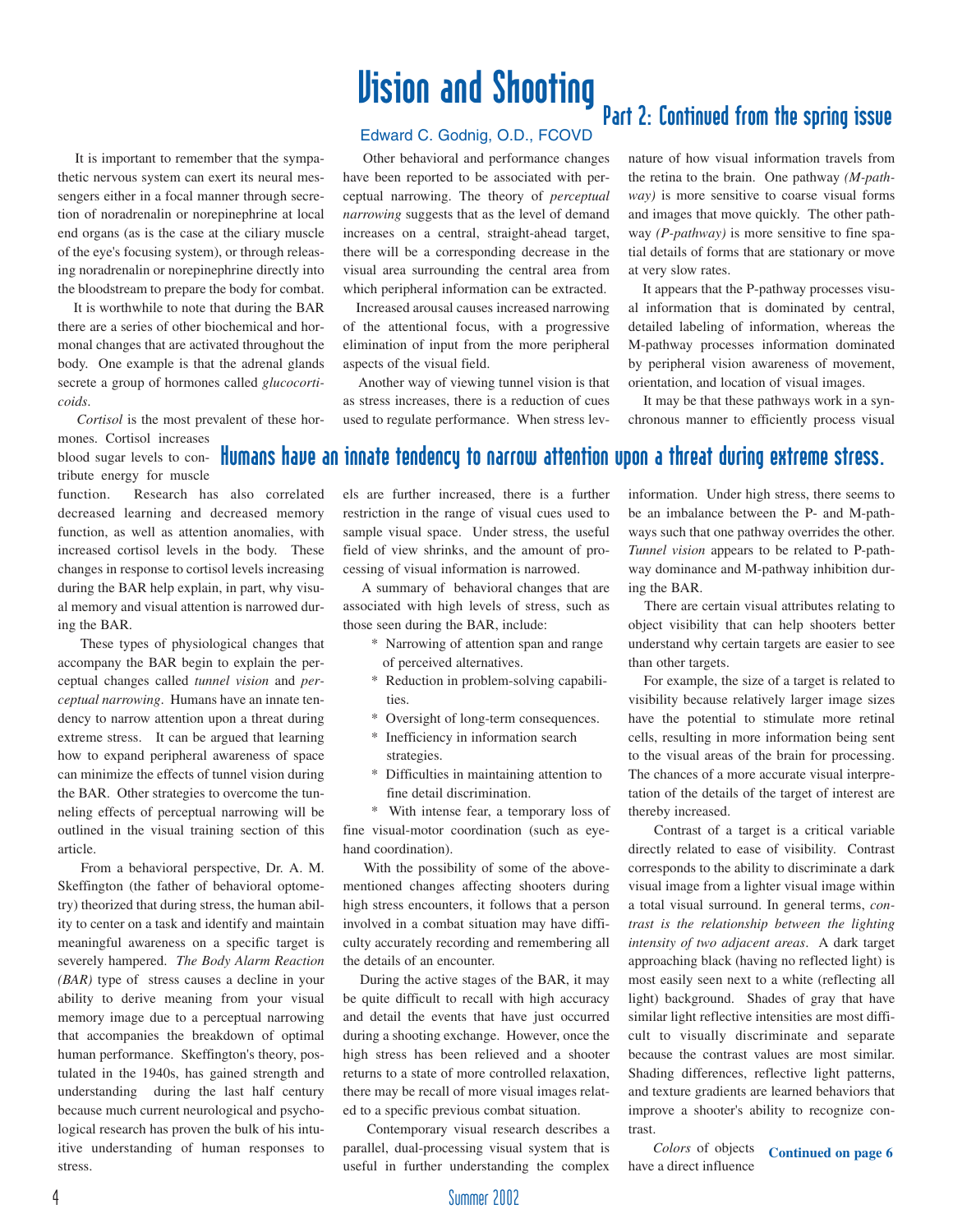# Vision and Shooting

## Part 2: Continued from the spring issue

Edward C. Godnig, O.D., FCOVD

It is important to remember that the sympathetic nervous system can exert its neural messengers either in a focal manner through secretion of noradrenalin or norepinephrine at local end organs (as is the case at the ciliary muscle of the eye's focusing system), or through releasing noradrenalin or norepinephrine directly into the bloodstream to prepare the body for combat.

It is worthwhile to note that during the BAR there are a series of other biochemical and hormonal changes that are activated throughout the body. One example is that the adrenal glands secrete a group of hormones called *glucocorticoids*.

*Cortisol* is the most prevalent of these hormones. Cortisol increases blood sugar levels to contribute energy for muscle function. Research has also correlated decreased learning and decreased memory function, as well as attention anomalies, with increased cortisol levels in the body. These changes in response to cortisol levels increasing during the BAR help explain, in part, why visual memory and visual attention is narrowed during the BAR.

**Humans have an innate tendency to narrow attention upon a threat during extreme stress.**

These types of physiological changes that accompany the BAR begin to explain the perceptual changes called *tunnel vision* and *perceptual narrowing*. Humans have an innate tendency to narrow attention upon a threat during extreme stress. It can be argued that learning how to expand peripheral awareness of space can minimize the effects of tunnel vision during the BAR. Other strategies to overcome the tunneling effects of perceptual narrowing will be outlined in the visual training section of this article.

From a behavioral perspective, Dr. A. M. Skeffington (the father of behavioral optometry) theorized that during stress, the human ability to center on a task and identify and maintain meaningful awareness on a specific target is severely hampered. *The Body Alarm Reaction (BAR)* type of stress causes a decline in your ability to derive meaning from your visual memory image due to a perceptual narrowing that accompanies the breakdown of optimal human performance. Skeffington's theory, postulated in the 1940s, has gained strength and understanding during the last half century because much current neurological and psychological research has proven the bulk of his intuitive understanding of human responses to stress.

Other behavioral and performance changes have been reported to be associated with perceptual narrowing. The theory of *perceptual narrowing* suggests that as the level of demand increases on a central, straight-ahead target, there will be a corresponding decrease in the visual area surrounding the central area from which peripheral information can be extracted.

Increased arousal causes increased narrowing of the attentional focus, with a progressive elimination of input from the more peripheral aspects of the visual field.

Another way of viewing tunnel vision is that as stress increases, there is a reduction of cues used to regulate performance. When stress levels are further increased, there is a further restriction in the range of visual cues used to sample visual space. Under stress, the useful field of view shrinks, and the amount of processing of visual information is narrowed.

A summary of behavioral changes that are associated with high levels of stress, such as those seen during the BAR, include:

* Narrowing of attention span and range of perceived alternatives.
* Reduction in problem-solving capabilities.
* Oversight of long-term consequences.
* Inefficiency in information search strategies.
* Difficulties in maintaining attention to fine detail discrimination.
* With intense fear, a temporary loss of fine visual-motor coordination (such as eye-hand coordination).

With the possibility of some of the above-mentioned changes affecting shooters during high stress encounters, it follows that a person involved in a combat situation may have difficulty accurately recording and remembering all the details of an encounter.

During the active stages of the BAR, it may be quite difficult to recall with high accuracy and detail the events that have just occurred during a shooting exchange. However, once the high stress has been relieved and a shooter returns to a state of more controlled relaxation, there may be recall of more visual images related to a specific previous combat situation.

Contemporary visual research describes a parallel, dual-processing visual system that is useful in further understanding the complex nature of how visual information travels from the retina to the brain. One pathway *(M-pathway)* is more sensitive to coarse visual forms and images that move quickly. The other pathway *(P-pathway)* is more sensitive to fine spatial details of forms that are stationary or move at very slow rates.

It appears that the P-pathway processes visual information that is dominated by central, detailed labeling of information, whereas the M-pathway processes information dominated by peripheral vision awareness of movement, orientation, and location of visual images.

It may be that these pathways work in a synchronous manner to efficiently process visual information. Under high stress, there seems to be an imbalance between the P- and M-pathways such that one pathway overrides the other. *Tunnel vision* appears to be related to P-pathway dominance and M-pathway inhibition during the BAR.

There are certain visual attributes relating to object visibility that can help shooters better understand why certain targets are easier to see than other targets.

For example, the size of a target is related to visibility because relatively larger image sizes have the potential to stimulate more retinal cells, resulting in more information being sent to the visual areas of the brain for processing. The chances of a more accurate visual interpretation of the details of the target of interest are thereby increased.

Contrast of a target is a critical variable directly related to ease of visibility. Contrast corresponds to the ability to discriminate a dark visual image from a lighter visual image within a total visual surround. In general terms, *contrast is the relationship between the lighting intensity of two adjacent areas*. A dark target approaching black (having no reflected light) is most easily seen next to a white (reflecting all light) background. Shades of gray that have similar light reflective intensities are most difficult to visually discriminate and separate because the contrast values are most similar. Shading differences, reflective light patterns, and texture gradients are learned behaviors that improve a shooter's ability to recognize contrast.

*Colors* of objects have a direct influence

**Continued on page 6**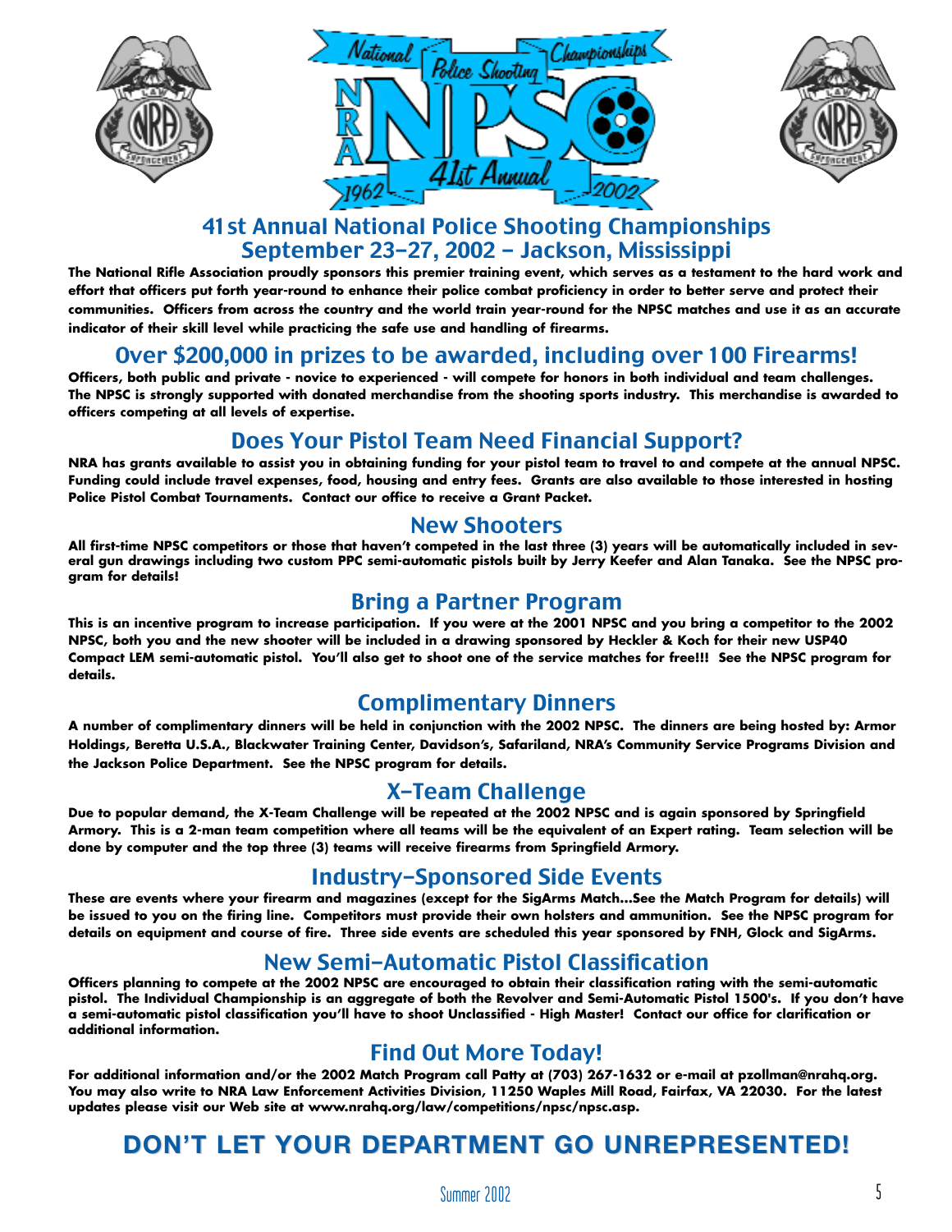# 41st Annual National Police Shooting Championships
## September 23–27, 2002 – Jackson, Mississippi

**The National Rifle Association proudly sponsors this premier training event, which serves as a testament to the hard work and effort that officers put forth year-round to enhance their police combat proficiency in order to better serve and protect their communities. Officers from across the country and the world train year-round for the NPSC matches and use it as an accurate indicator of their skill level while practicing the safe use and handling of firearms.**

## Over $200,000 in prizes to be awarded, including over 100 Firearms!

**Officers, both public and private - novice to experienced - will compete for honors in both individual and team challenges. The NPSC is strongly supported with donated merchandise from the shooting sports industry. This merchandise is awarded to officers competing at all levels of expertise.**

## Does Your Pistol Team Need Financial Support?

**NRA has grants available to assist you in obtaining funding for your pistol team to travel to and compete at the annual NPSC. Funding could include travel expenses, food, housing and entry fees. Grants are also available to those interested in hosting Police Pistol Combat Tournaments. Contact our office to receive a Grant Packet.**

## New Shooters

**All first-time NPSC competitors or those that haven't competed in the last three (3) years will be automatically included in several gun drawings including two custom PPC semi-automatic pistols built by Jerry Keefer and Alan Tanaka. See the NPSC program for details!**

## Bring a Partner Program

**This is an incentive program to increase participation. If you were at the 2001 NPSC and you bring a competitor to the 2002 NPSC, both you and the new shooter will be included in a drawing sponsored by Heckler & Koch for their new USP40 Compact LEM semi-automatic pistol. You'll also get to shoot one of the service matches for free!!! See the NPSC program for details.**

## Complimentary Dinners

**A number of complimentary dinners will be held in conjunction with the 2002 NPSC. The dinners are being hosted by: Armor Holdings, Beretta U.S.A., Blackwater Training Center, Davidson's, Safariland, NRA's Community Service Programs Division and the Jackson Police Department. See the NPSC program for details.**

## X-Team Challenge

**Due to popular demand, the X-Team Challenge will be repeated at the 2002 NPSC and is again sponsored by Springfield Armory. This is a 2-man team competition where all teams will be the equivalent of an Expert rating. Team selection will be done by computer and the top three (3) teams will receive firearms from Springfield Armory.**

## Industry-Sponsored Side Events

**These are events where your firearm and magazines (except for the SigArms Match...See the Match Program for details) will be issued to you on the firing line. Competitors must provide their own holsters and ammunition. See the NPSC program for details on equipment and course of fire. Three side events are scheduled this year sponsored by FNH, Glock and SigArms.**

## New Semi-Automatic Pistol Classification

**Officers planning to compete at the 2002 NPSC are encouraged to obtain their classification rating with the semi-automatic pistol. The Individual Championship is an aggregate of both the Revolver and Semi-Automatic Pistol 1500's. If you don't have a semi-automatic pistol classification you'll have to shoot Unclassified - High Master! Contact our office for clarification or additional information.**

## Find Out More Today!

**For additional information and/or the 2002 Match Program call Patty at (703) 267-1632 or e-mail at pzollman@nrahq.org. You may also write to NRA Law Enforcement Activities Division, 11250 Waples Mill Road, Fairfax, VA 22030. For the latest updates please visit our Web site at www.nrahq.org/law/competitions/npsc/npsc.asp.**

# DON'T LET YOUR DEPARTMENT GO UNREPRESENTED!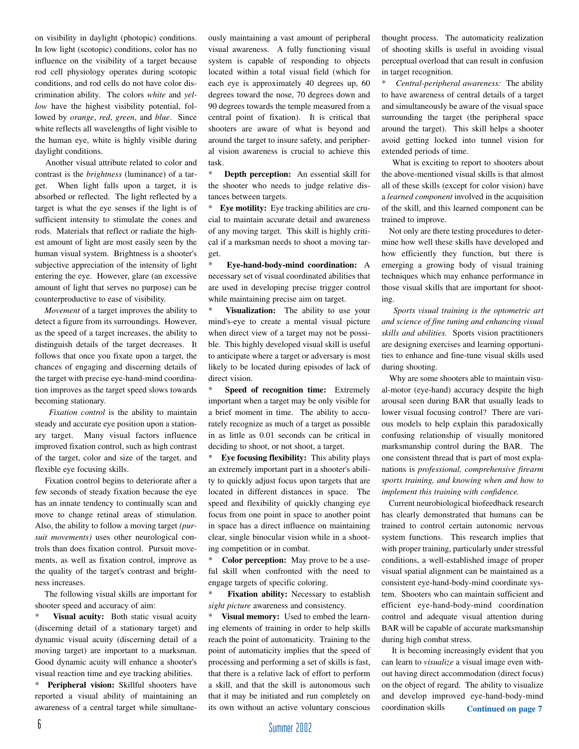on visibility in daylight (photopic) conditions. In low light (scotopic) conditions, color has no influence on the visibility of a target because rod cell physiology operates during scotopic conditions, and rod cells do not have color discrimination ability. The colors *white* and *yellow* have the highest visibility potential, followed by *orange*, *red*, *green*, and *blue*. Since white reflects all wavelengths of light visible to the human eye, white is highly visible during daylight conditions.

Another visual attribute related to color and contrast is the *brightness* (luminance) of a target. When light falls upon a target, it is absorbed or reflected. The light reflected by a target is what the eye senses if the light is of sufficient intensity to stimulate the cones and rods. Materials that reflect or radiate the highest amount of light are most easily seen by the human visual system. Brightness is a shooter's subjective appreciation of the intensity of light entering the eye. However, glare (an excessive amount of light that serves no purpose) can be counterproductive to ease of visibility.

*Movement* of a target improves the ability to detect a figure from its surroundings. However, as the speed of a target increases, the ability to distinguish details of the target decreases. It follows that once you fixate upon a target, the chances of engaging and discerning details of the target with precise eye-hand-mind coordination improves as the target speed slows towards becoming stationary.

*Fixation control* is the ability to maintain steady and accurate eye position upon a stationary target. Many visual factors influence improved fixation control, such as high contrast of the target, color and size of the target, and flexible eye focusing skills.

Fixation control begins to deteriorate after a few seconds of steady fixation because the eye has an innate tendency to continually scan and move to change retinal areas of stimulation. Also, the ability to follow a moving target *(pursuit movements)* uses other neurological controls than does fixation control. Pursuit movements, as well as fixation control, improve as the quality of the target's contrast and brightness increases.

The following visual skills are important for shooter speed and accuracy of aim:

* **Visual acuity:** Both static visual acuity (discerning detail of a stationary target) and dynamic visual acuity (discerning detail of a moving target) are important to a marksman. Good dynamic acuity will enhance a shooter's visual reaction time and eye tracking abilities.
* **Peripheral vision:** Skillful shooters have reported a visual ability of maintaining an awareness of a central target while simultaneously maintaining a vast amount of peripheral visual awareness. A fully functioning visual system is capable of responding to objects located within a total visual field (which for each eye is approximately 40 degrees up, 60 degrees toward the nose, 70 degrees down and 90 degrees towards the temple measured from a central point of fixation). It is critical that shooters are aware of what is beyond and around the target to insure safety, and peripheral vision awareness is crucial to achieve this task.
* **Depth perception:** An essential skill for the shooter who needs to judge relative distances between targets.
* **Eye motility:** Eye tracking abilities are crucial to maintain accurate detail and awareness of any moving target. This skill is highly critical if a marksman needs to shoot a moving target.
* **Eye-hand-body-mind coordination:** A necessary set of visual coordinated abilities that are used in developing precise trigger control while maintaining precise aim on target.
* **Visualization:** The ability to use your mind's-eye to create a mental visual picture when direct view of a target may not be possible. This highly developed visual skill is useful to anticipate where a target or adversary is most likely to be located during episodes of lack of direct vision.
* **Speed of recognition time:** Extremely important when a target may be only visible for a brief moment in time. The ability to accurately recognize as much of a target as possible in as little as 0.01 seconds can be critical in deciding to shoot, or not shoot, a target.
* **Eye focusing flexibility:** This ability plays an extremely important part in a shooter's ability to quickly adjust focus upon targets that are located in different distances in space. The speed and flexibility of quickly changing eye focus from one point in space to another point in space has a direct influence on maintaining clear, single binocular vision while in a shooting competition or in combat.
* **Color perception:** May prove to be a useful skill when confronted with the need to engage targets of specific coloring.
* **Fixation ability:** Necessary to establish *sight picture* awareness and consistency.
* **Visual memory:** Used to embed the learning elements of training in order to help skills reach the point of automaticity. Training to the point of automaticity implies that the speed of processing and performing a set of skills is fast, that there is a relative lack of effort to perform a skill, and that the skill is autonomous such that it may be initiated and run completely on its own without an active voluntary conscious thought process. The automaticity realization of shooting skills is useful in avoiding visual perceptual overload that can result in confusion in target recognition.
* *Central-peripheral awareness:* The ability to have awareness of central details of a target and simultaneously be aware of the visual space surrounding the target (the peripheral space around the target). This skill helps a shooter avoid getting locked into tunnel vision for extended periods of time.

What is exciting to report to shooters about the above-mentioned visual skills is that almost all of these skills (except for color vision) have a *learned component* involved in the acquisition of the skill, and this learned component can be trained to improve.

Not only are there testing procedures to determine how well these skills have developed and how efficiently they function, but there is emerging a growing body of visual training techniques which may enhance performance in those visual skills that are important for shooting.

*Sports visual training is the optometric art and science of fine tuning and enhancing visual skills and abilities.* Sports vision practitioners are designing exercises and learning opportunities to enhance and fine-tune visual skills used during shooting.

Why are some shooters able to maintain visual-motor (eye-hand) accuracy despite the high arousal seen during BAR that usually leads to lower visual focusing control? There are various models to help explain this paradoxically confusing relationship of visually monitored marksmanship control during the BAR. The one consistent thread that is part of most explanations is *professional, comprehensive firearm sports training, and knowing when and how to implement this training with confidence.*

Current neurobiological biofeedback research has clearly demonstrated that humans can be trained to control certain autonomic nervous system functions. This research implies that with proper training, particularly under stressful conditions, a well-established image of proper visual spatial alignment can be maintained as a consistent eye-hand-body-mind coordinate system. Shooters who can maintain sufficient and efficient eye-hand-body-mind coordination control and adequate visual attention during BAR will be capable of accurate marksmanship during high combat stress.

It is becoming increasingly evident that you can learn to *visualize* a visual image even without having direct accommodation (direct focus) on the object of regard. The ability to visualize and develop improved eye-hand-body-mind coordination skills **Continued on page 7**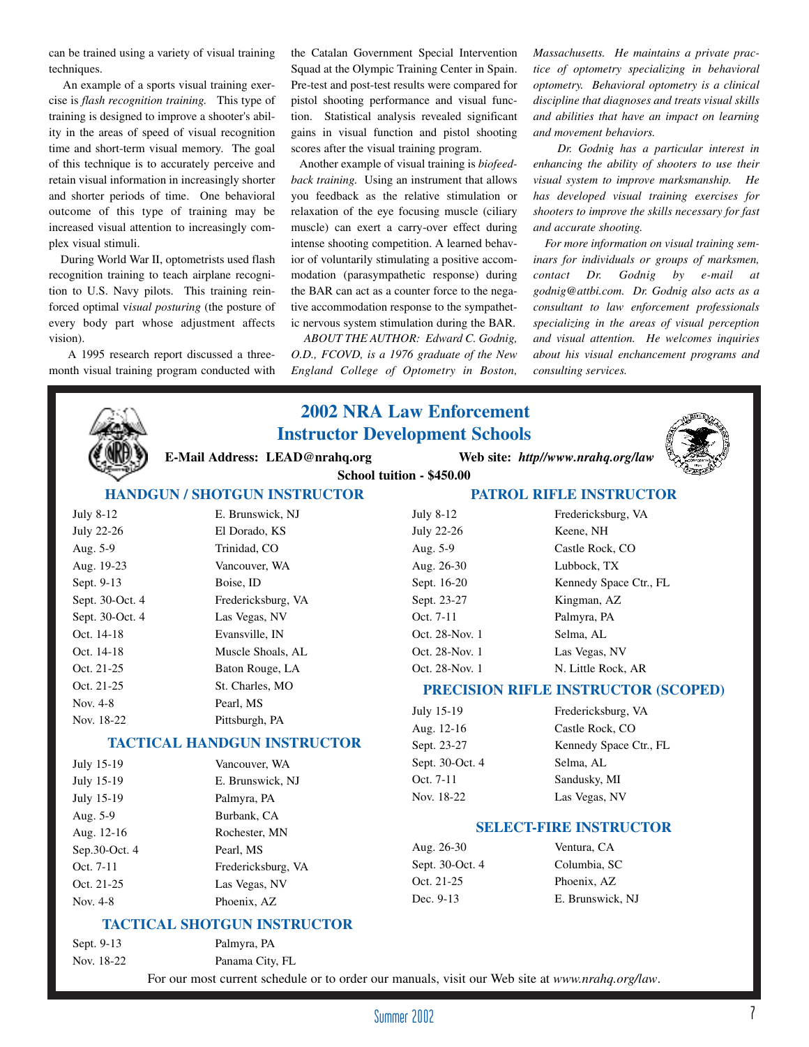can be trained using a variety of visual training techniques.

An example of a sports visual training exercise is *flash recognition training.* This type of training is designed to improve a shooter's ability in the areas of speed of visual recognition time and short-term visual memory. The goal of this technique is to accurately perceive and retain visual information in increasingly shorter and shorter periods of time. One behavioral outcome of this type of training may be increased visual attention to increasingly complex visual stimuli.

During World War II, optometrists used flash recognition training to teach airplane recognition to U.S. Navy pilots. This training reinforced optimal v*isual posturing* (the posture of every body part whose adjustment affects vision).

A 1995 research report discussed a three-month visual training program conducted with the Catalan Government Special Intervention Squad at the Olympic Training Center in Spain. Pre-test and post-test results were compared for pistol shooting performance and visual function. Statistical analysis revealed significant gains in visual function and pistol shooting scores after the visual training program.

Another example of visual training is *biofeedback training.* Using an instrument that allows you feedback as the relative stimulation or relaxation of the eye focusing muscle (ciliary muscle) can exert a carry-over effect during intense shooting competition. A learned behavior of voluntarily stimulating a positive accommodation (parasympathetic response) during the BAR can act as a counter force to the negative accommodation response to the sympathetic nervous system stimulation during the BAR.

*ABOUT THE AUTHOR: Edward C. Godnig, O.D., FCOVD, is a 1976 graduate of the New England College of Optometry in Boston, Massachusetts. He maintains a private practice of optometry specializing in behavioral optometry. Behavioral optometry is a clinical discipline that diagnoses and treats visual skills and abilities that have an impact on learning and movement behaviors.*

*Dr. Godnig has a particular interest in enhancing the ability of shooters to use their visual system to improve marksmanship. He has developed visual training exercises for shooters to improve the skills necessary for fast and accurate shooting.*

*For more information on visual training seminars for individuals or groups of marksmen, contact Dr. Godnig by e-mail at godnig@attbi.com. Dr. Godnig also acts as a consultant to law enforcement professionals specializing in the areas of visual perception and visual attention. He welcomes inquiries about his visual enchancement programs and consulting services.*

## 2002 NRA Law Enforcement Instructor Development Schools

**E-Mail Address: LEAD@nrahq.org** **Web site: *http//www.nrahq.org/law***

**School tuition - $450.00**

### HANDGUN / SHOTGUN INSTRUCTOR

| | |
|---|---|
| July 8-12 | E. Brunswick, NJ |
| July 22-26 | El Dorado, KS |
| Aug. 5-9 | Trinidad, CO |
| Aug. 19-23 | Vancouver, WA |
| Sept. 9-13 | Boise, ID |
| Sept. 30-Oct. 4 | Fredericksburg, VA |
| Sept. 30-Oct. 4 | Las Vegas, NV |
| Oct. 14-18 | Evansville, IN |
| Oct. 14-18 | Muscle Shoals, AL |
| Oct. 21-25 | Baton Rouge, LA |
| Oct. 21-25 | St. Charles, MO |
| Nov. 4-8 | Pearl, MS |
| Nov. 18-22 | Pittsburgh, PA |

### TACTICAL HANDGUN INSTRUCTOR

| | |
|---|---|
| July 15-19 | Vancouver, WA |
| July 15-19 | E. Brunswick, NJ |
| July 15-19 | Palmyra, PA |
| Aug. 5-9 | Burbank, CA |
| Aug. 12-16 | Rochester, MN |
| Sep.30-Oct. 4 | Pearl, MS |
| Oct. 7-11 | Fredericksburg, VA |
| Oct. 21-25 | Las Vegas, NV |
| Nov. 4-8 | Phoenix, AZ |

### TACTICAL SHOTGUN INSTRUCTOR

| | |
|---|---|
| Sept. 9-13 | Palmyra, PA |
| Nov. 18-22 | Panama City, FL |

### PATROL RIFLE INSTRUCTOR

| | |
|---|---|
| July 8-12 | Fredericksburg, VA |
| July 22-26 | Keene, NH |
| Aug. 5-9 | Castle Rock, CO |
| Aug. 26-30 | Lubbock, TX |
| Sept. 16-20 | Kennedy Space Ctr., FL |
| Sept. 23-27 | Kingman, AZ |
| Oct. 7-11 | Palmyra, PA |
| Oct. 28-Nov. 1 | Selma, AL |
| Oct. 28-Nov. 1 | Las Vegas, NV |
| Oct. 28-Nov. 1 | N. Little Rock, AR |

### PRECISION RIFLE INSTRUCTOR (SCOPED)

| | |
|---|---|
| July 15-19 | Fredericksburg, VA |
| Aug. 12-16 | Castle Rock, CO |
| Sept. 23-27 | Kennedy Space Ctr., FL |
| Sept. 30-Oct. 4 | Selma, AL |
| Oct. 7-11 | Sandusky, MI |
| Nov. 18-22 | Las Vegas, NV |

### SELECT-FIRE INSTRUCTOR

| | |
|---|---|
| Aug. 26-30 | Ventura, CA |
| Sept. 30-Oct. 4 | Columbia, SC |
| Oct. 21-25 | Phoenix, AZ |
| Dec. 9-13 | E. Brunswick, NJ |

For our most current schedule or to order our manuals, visit our Web site at *www.nrahq.org/law*.